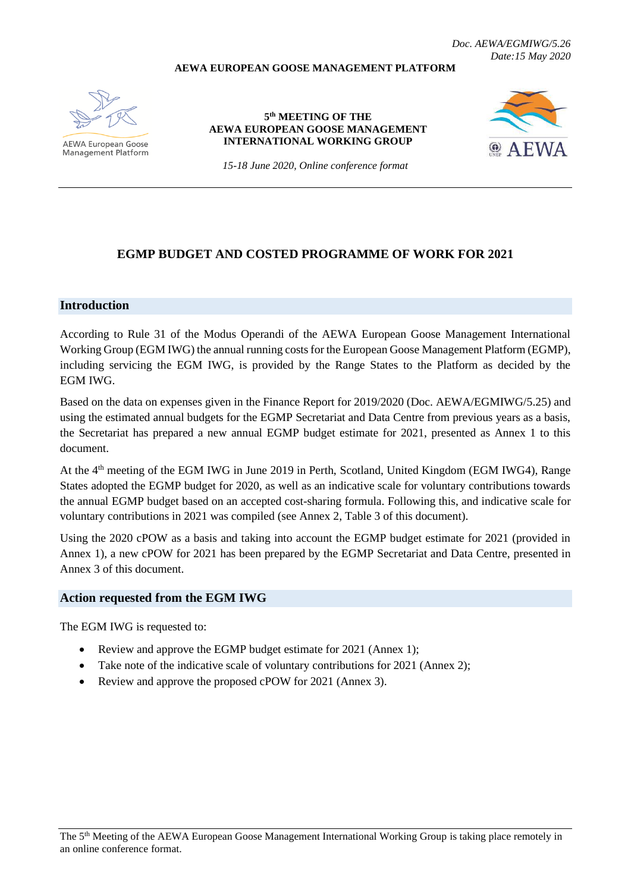Doc. AEWA/EGMIWG/5.26
Date:15 May 2020

**AEWA EUROPEAN GOOSE MANAGEMENT PLATFORM**

AEWA European Goose Management Platform

**5th MEETING OF THE AEWA EUROPEAN GOOSE MANAGEMENT INTERNATIONAL WORKING GROUP**

*15-18 June 2020, Online conference format*

# EGMP BUDGET AND COSTED PROGRAMME OF WORK FOR 2021

## Introduction

According to Rule 31 of the Modus Operandi of the AEWA European Goose Management International Working Group (EGM IWG) the annual running costs for the European Goose Management Platform (EGMP), including servicing the EGM IWG, is provided by the Range States to the Platform as decided by the EGM IWG.

Based on the data on expenses given in the Finance Report for 2019/2020 (Doc. AEWA/EGMIWG/5.25) and using the estimated annual budgets for the EGMP Secretariat and Data Centre from previous years as a basis, the Secretariat has prepared a new annual EGMP budget estimate for 2021, presented as Annex 1 to this document.

At the 4th meeting of the EGM IWG in June 2019 in Perth, Scotland, United Kingdom (EGM IWG4), Range States adopted the EGMP budget for 2020, as well as an indicative scale for voluntary contributions towards the annual EGMP budget based on an accepted cost-sharing formula. Following this, and indicative scale for voluntary contributions in 2021 was compiled (see Annex 2, Table 3 of this document).

Using the 2020 cPOW as a basis and taking into account the EGMP budget estimate for 2021 (provided in Annex 1), a new cPOW for 2021 has been prepared by the EGMP Secretariat and Data Centre, presented in Annex 3 of this document.

## Action requested from the EGM IWG

The EGM IWG is requested to:

- Review and approve the EGMP budget estimate for 2021 (Annex 1);
- Take note of the indicative scale of voluntary contributions for 2021 (Annex 2);
- Review and approve the proposed cPOW for 2021 (Annex 3).

The 5th Meeting of the AEWA European Goose Management International Working Group is taking place remotely in an online conference format.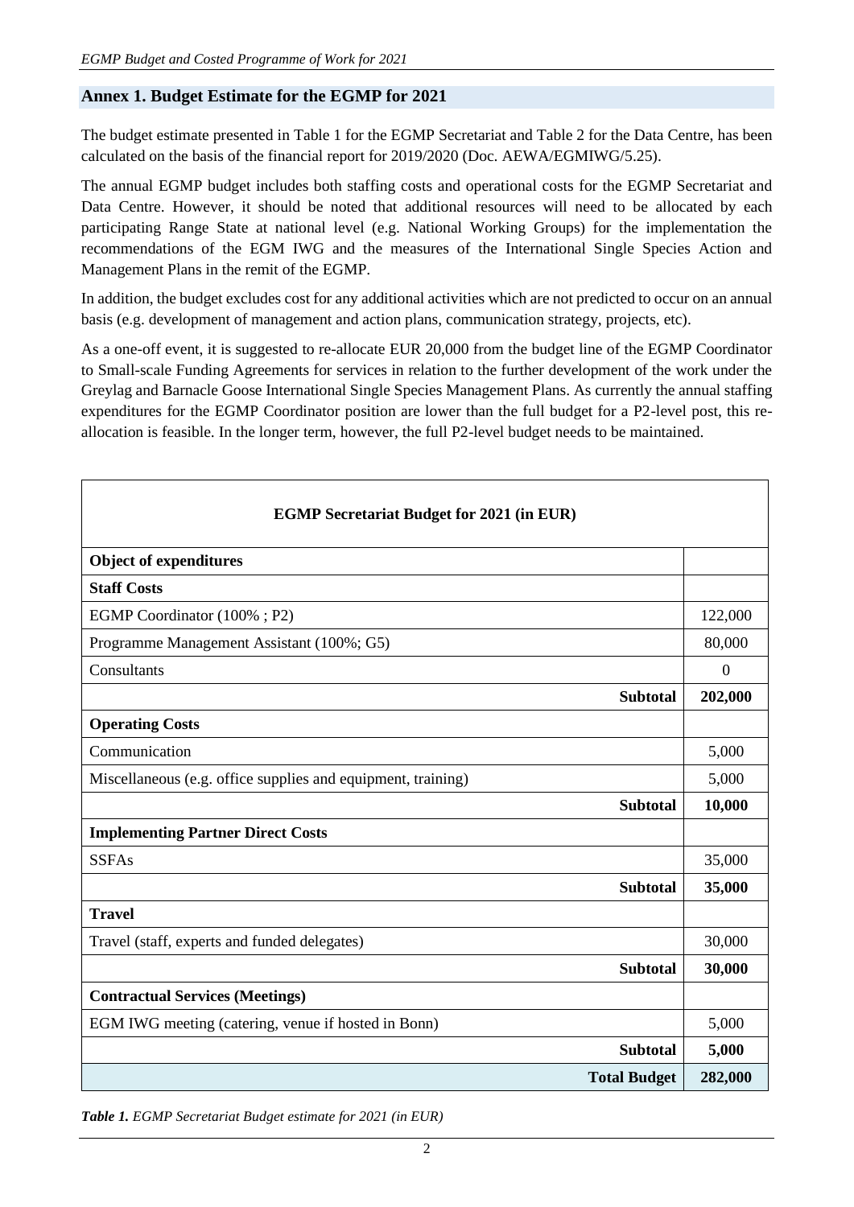## Annex 1. Budget Estimate for the EGMP for 2021

The budget estimate presented in Table 1 for the EGMP Secretariat and Table 2 for the Data Centre, has been calculated on the basis of the financial report for 2019/2020 (Doc. AEWA/EGMIWG/5.25).

The annual EGMP budget includes both staffing costs and operational costs for the EGMP Secretariat and Data Centre. However, it should be noted that additional resources will need to be allocated by each participating Range State at national level (e.g. National Working Groups) for the implementation the recommendations of the EGM IWG and the measures of the International Single Species Action and Management Plans in the remit of the EGMP.

In addition, the budget excludes cost for any additional activities which are not predicted to occur on an annual basis (e.g. development of management and action plans, communication strategy, projects, etc).

As a one-off event, it is suggested to re-allocate EUR 20,000 from the budget line of the EGMP Coordinator to Small-scale Funding Agreements for services in relation to the further development of the work under the Greylag and Barnacle Goose International Single Species Management Plans. As currently the annual staffing expenditures for the EGMP Coordinator position are lower than the full budget for a P2-level post, this re-allocation is feasible. In the longer term, however, the full P2-level budget needs to be maintained.

| **EGMP Secretariat Budget for 2021 (in EUR)** | |
|---|---|
| **Object of expenditures** | |
| **Staff Costs** | |
| EGMP Coordinator (100% ; P2) | 122,000 |
| Programme Management Assistant (100%; G5) | 80,000 |
| Consultants | 0 |
| **Subtotal** | **202,000** |
| **Operating Costs** | |
| Communication | 5,000 |
| Miscellaneous (e.g. office supplies and equipment, training) | 5,000 |
| **Subtotal** | **10,000** |
| **Implementing Partner Direct Costs** | |
| SSFAs | 35,000 |
| **Subtotal** | **35,000** |
| **Travel** | |
| Travel (staff, experts and funded delegates) | 30,000 |
| **Subtotal** | **30,000** |
| **Contractual Services (Meetings)** | |
| EGM IWG meeting (catering, venue if hosted in Bonn) | 5,000 |
| **Subtotal** | **5,000** |
| **Total Budget** | **282,000** |

***Table 1.*** *EGMP Secretariat Budget estimate for 2021 (in EUR)*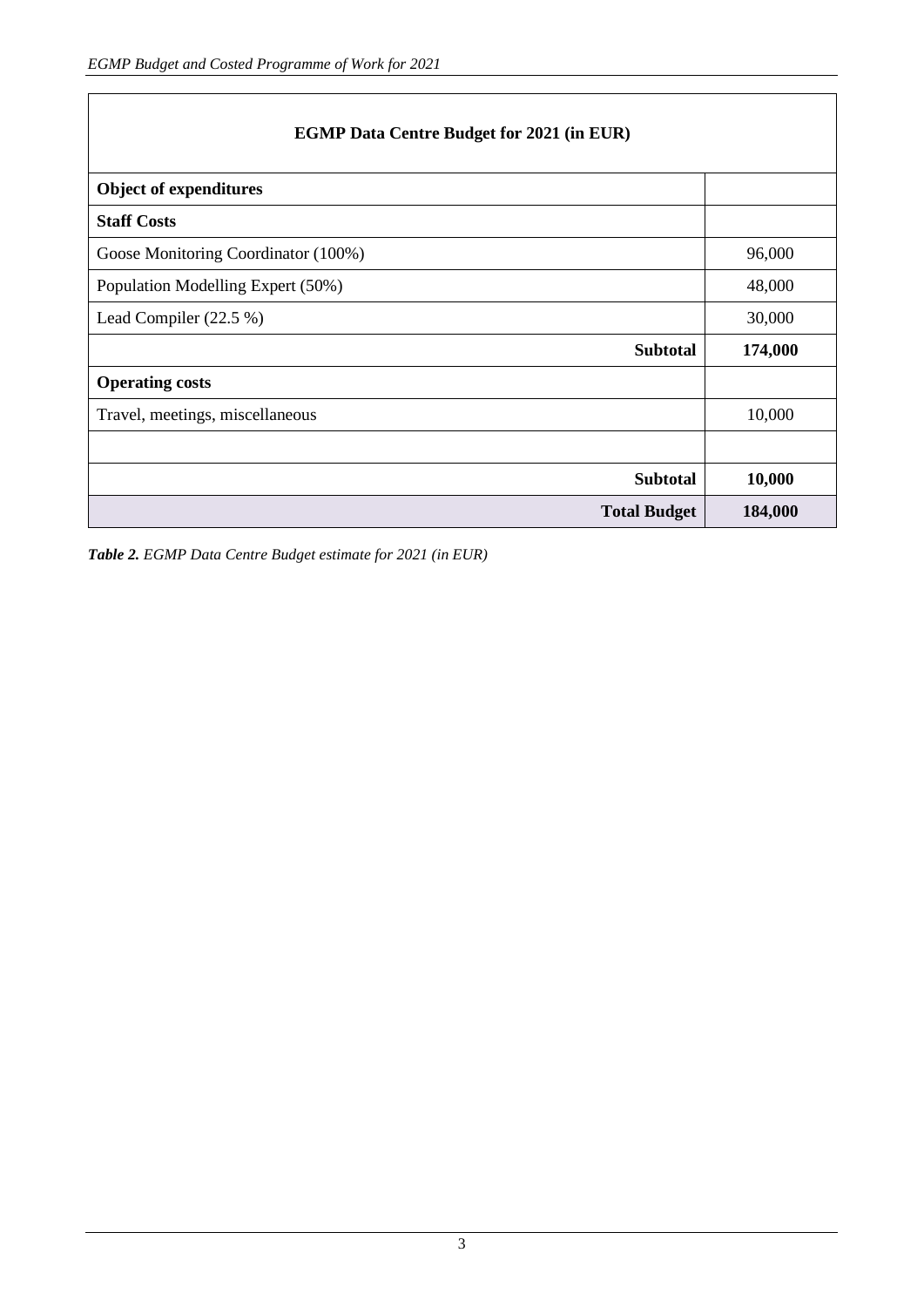| EGMP Data Centre Budget for 2021 (in EUR) | |
|---|---|
| **Object of expenditures** | |
| **Staff Costs** | |
| Goose Monitoring Coordinator (100%) | 96,000 |
| Population Modelling Expert (50%) | 48,000 |
| Lead Compiler (22.5 %) | 30,000 |
| **Subtotal** | **174,000** |
| **Operating costs** | |
| Travel, meetings, miscellaneous | 10,000 |
| | |
| **Subtotal** | **10,000** |
| **Total Budget** | **184,000** |

***Table 2.*** *EGMP Data Centre Budget estimate for 2021 (in EUR)*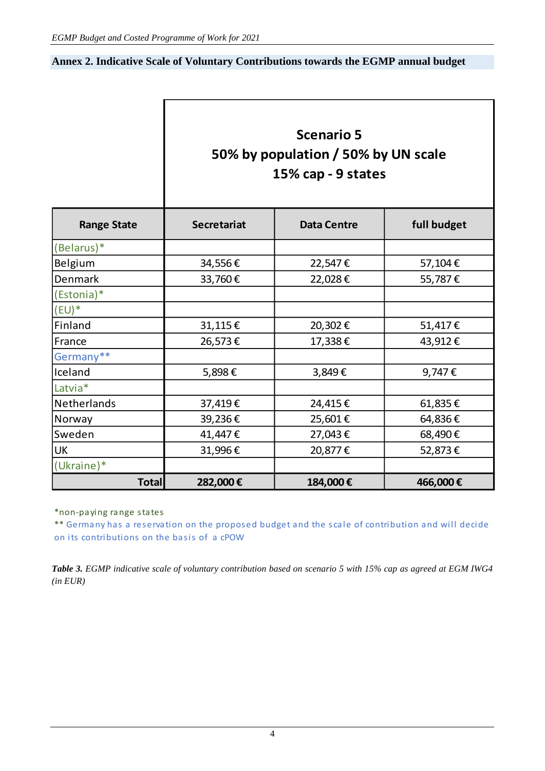## Annex 2. Indicative Scale of Voluntary Contributions towards the EGMP annual budget

| | Scenario 5<br>50% by population / 50% by UN scale<br>15% cap - 9 states | | |
|---|---|---|---|
| **Range State** | **Secretariat** | **Data Centre** | **full budget** |
| (Belarus)* | | | |
| Belgium | 34,556 € | 22,547 € | 57,104 € |
| Denmark | 33,760 € | 22,028 € | 55,787 € |
| (Estonia)* | | | |
| (EU)* | | | |
| Finland | 31,115 € | 20,302 € | 51,417 € |
| France | 26,573 € | 17,338 € | 43,912 € |
| Germany** | | | |
| Iceland | 5,898 € | 3,849 € | 9,747 € |
| Latvia* | | | |
| Netherlands | 37,419 € | 24,415 € | 61,835 € |
| Norway | 39,236 € | 25,601 € | 64,836 € |
| Sweden | 41,447 € | 27,043 € | 68,490 € |
| UK | 31,996 € | 20,877 € | 52,873 € |
| (Ukraine)* | | | |
| **Total** | **282,000 €** | **184,000 €** | **466,000 €** |

*non-paying range states

** Germany has a reservation on the proposed budget and the scale of contribution and will decide on its contributions on the basis of a cPOW

***Table 3.*** *EGMP indicative scale of voluntary contribution based on scenario 5 with 15% cap as agreed at EGM IWG4 (in EUR)*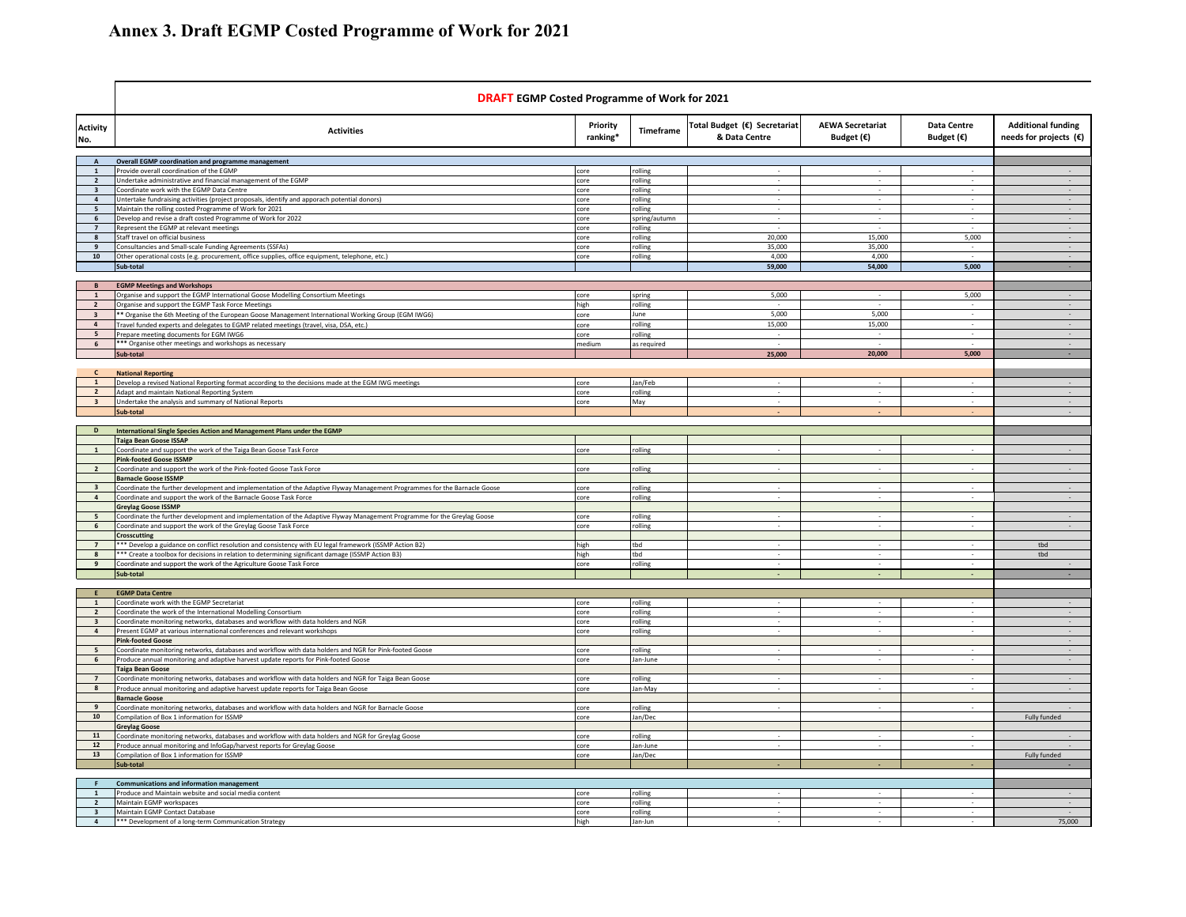# Annex 3. Draft EGMP Costed Programme of Work for 2021

| Activity No. | **DRAFT** EGMP Costed Programme of Work for 2021<br>Activities | Priority ranking* | Timeframe | Total Budget (€) Secretariat & Data Centre | AEWA Secretariat Budget (€) | Data Centre Budget (€) | Additional funding needs for projects (€) |
|---|---|---|---|---|---|---|---|
| **A** | **Overall EGMP coordination and programme management** | | | | | | |
| **1** | Provide overall coordination of the EGMP | core | rolling | - | - | - | - |
| **2** | Undertake administrative and financial management of the EGMP | core | rolling | - | - | - | - |
| **3** | Coordinate work with the EGMP Data Centre | core | rolling | - | - | - | - |
| **4** | Untertake fundraising activities (project proposals, identify and apporach potential donors) | core | rolling | - | - | - | - |
| **5** | Maintain the rolling costed Programme of Work for 2021 | core | rolling | - | - | - | - |
| **6** | Develop and revise a draft costed Programme of Work for 2022 | core | spring/autumn | - | - | - | - |
| **7** | Represent the EGMP at relevant meetings | core | rolling | - | - | - | - |
| **8** | Staff travel on official business | core | rolling | 20,000 | 15,000 | 5,000 | - |
| **9** | Consultancies and Small-scale Funding Agreements (SSFAs) | core | rolling | 35,000 | 35,000 | - | - |
| **10** | Other operational costs (e.g. procurement, office supplies, office equipment, telephone, etc.) | core | rolling | 4,000 | 4,000 | - | - |
| | **Sub-total** | | | **59,000** | **54,000** | **5,000** | - |
| **B** | **EGMP Meetings and Workshops** | | | | | | |
| **1** | Organise and support the EGMP International Goose Modelling Consortium Meetings | core | spring | 5,000 | - | 5,000 | - |
| **2** | Organise and support the EGMP Task Force Meetings | high | rolling | - | - | - | - |
| **3** | ** Organise the 6th Meeting of the European Goose Management International Working Group (EGM IWG6) | core | June | 5,000 | 5,000 | - | - |
| **4** | Travel funded experts and delegates to EGMP related meetings (travel, visa, DSA, etc.) | core | rolling | 15,000 | 15,000 | - | - |
| **5** | Prepare meeting documents for EGM IWG6 | core | rolling | - | - | - | - |
| **6** | *** Organise other meetings and workshops as necessary | medium | as required | - | - | - | - |
| | **Sub-total** | | | **25,000** | **20,000** | **5,000** | - |
| **C** | **National Reporting** | | | | | | |
| **1** | Develop a revised National Reporting format according to the decisions made at the EGM IWG meetings | core | Jan/Feb | - | - | - | - |
| **2** | Adapt and maintain National Reporting System | core | rolling | - | - | - | - |
| **3** | Undertake the analysis and summary of National Reports | core | May | - | - | - | - |
| | **Sub-total** | | | - | - | - | - |
| **D** | **International Single Species Action and Management Plans under the EGMP** | | | | | | |
| | **Taiga Bean Goose ISSAP** | | | | | | |
| **1** | Coordinate and support the work of the Taiga Bean Goose Task Force | core | rolling | - | - | - | - |
| | **Pink-footed Goose ISSMP** | | | | | | |
| **2** | Coordinate and support the work of the Pink-footed Goose Task Force | core | rolling | - | - | - | - |
| | **Barnacle Goose ISSMP** | | | | | | |
| **3** | Coordinate the further development and implementation of the Adaptive Flyway Management Programmes for the Barnacle Goose | core | rolling | - | - | - | - |
| **4** | Coordinate and support the work of the Barnacle Goose Task Force | core | rolling | - | - | - | - |
| | **Greylag Goose ISSMP** | | | | | | |
| **5** | Coordinate the further development and implementation of the Adaptive Flyway Management Programme for the Greylag Goose | core | rolling | - | - | - | - |
| **6** | Coordinate and support the work of the Greylag Goose Task Force | core | rolling | - | - | - | - |
| | **Crosscutting** | | | | | | |
| **7** | *** Develop a guidance on conflict resolution and consistency with EU legal framework (ISSMP Action B2) | high | tbd | - | - | - | tbd |
| **8** | *** Create a toolbox for decisions in relation to determining significant damage (ISSMP Action B3) | high | tbd | - | - | - | tbd |
| **9** | Coordinate and support the work of the Agriculture Goose Task Force | core | rolling | - | - | - | - |
| | **Sub-total** | | | - | - | - | - |
| **E** | **EGMP Data Centre** | | | | | | |
| **1** | Coordinate work with the EGMP Secretariat | core | rolling | - | - | - | - |
| **2** | Coordinate the work of the International Modelling Consortium | core | rolling | - | - | - | - |
| **3** | Coordinate monitoring networks, databases and workflow with data holders and NGR | core | rolling | - | - | - | - |
| **4** | Present EGMP at various international conferences and relevant workshops | core | rolling | - | - | - | - |
| | **Pink-footed Goose** | | | | | | |
| **5** | Coordinate monitoring networks, databases and workflow with data holders and NGR for Pink-footed Goose | core | rolling | - | - | - | - |
| **6** | Produce annual monitoring and adaptive harvest update reports for Pink-footed Goose | core | Jan-June | - | - | - | - |
| | **Taiga Bean Goose** | | | | | | |
| **7** | Coordinate monitoring networks, databases and workflow with data holders and NGR for Taiga Bean Goose | core | rolling | - | - | - | - |
| **8** | Produce annual monitoring and adaptive harvest update reports for Taiga Bean Goose | core | Jan-May | - | - | - | - |
| | **Barnacle Goose** | | | | | | |
| **9** | Coordinate monitoring networks, databases and workflow with data holders and NGR for Barnacle Goose | core | rolling | - | - | - | - |
| **10** | Compilation of Box 1 information for ISSMP | core | Jan/Dec | | | | Fully funded |
| | **Greylag Goose** | | | | | | |
| **11** | Coordinate monitoring networks, databases and workflow with data holders and NGR for Greylag Goose | core | rolling | - | - | - | - |
| **12** | Produce annual monitoring and InfoGap/harvest reports for Greylag Goose | core | Jan-June | - | - | - | - |
| **13** | Compilation of Box 1 information for ISSMP | core | Jan/Dec | | | | Fully funded |
| | **Sub-total** | | | - | - | - | - |
| **F** | **Communications and information management** | | | | | | |
| **1** | Produce and Maintain website and social media content | core | rolling | - | - | - | - |
| **2** | Maintain EGMP workspaces | core | rolling | - | - | - | - |
| **3** | Maintain EGMP Contact Database | core | rolling | - | - | - | - |
| **4** | *** Development of a long-term Communication Strategy | high | Jan-Jun | - | - | - | 75,000 |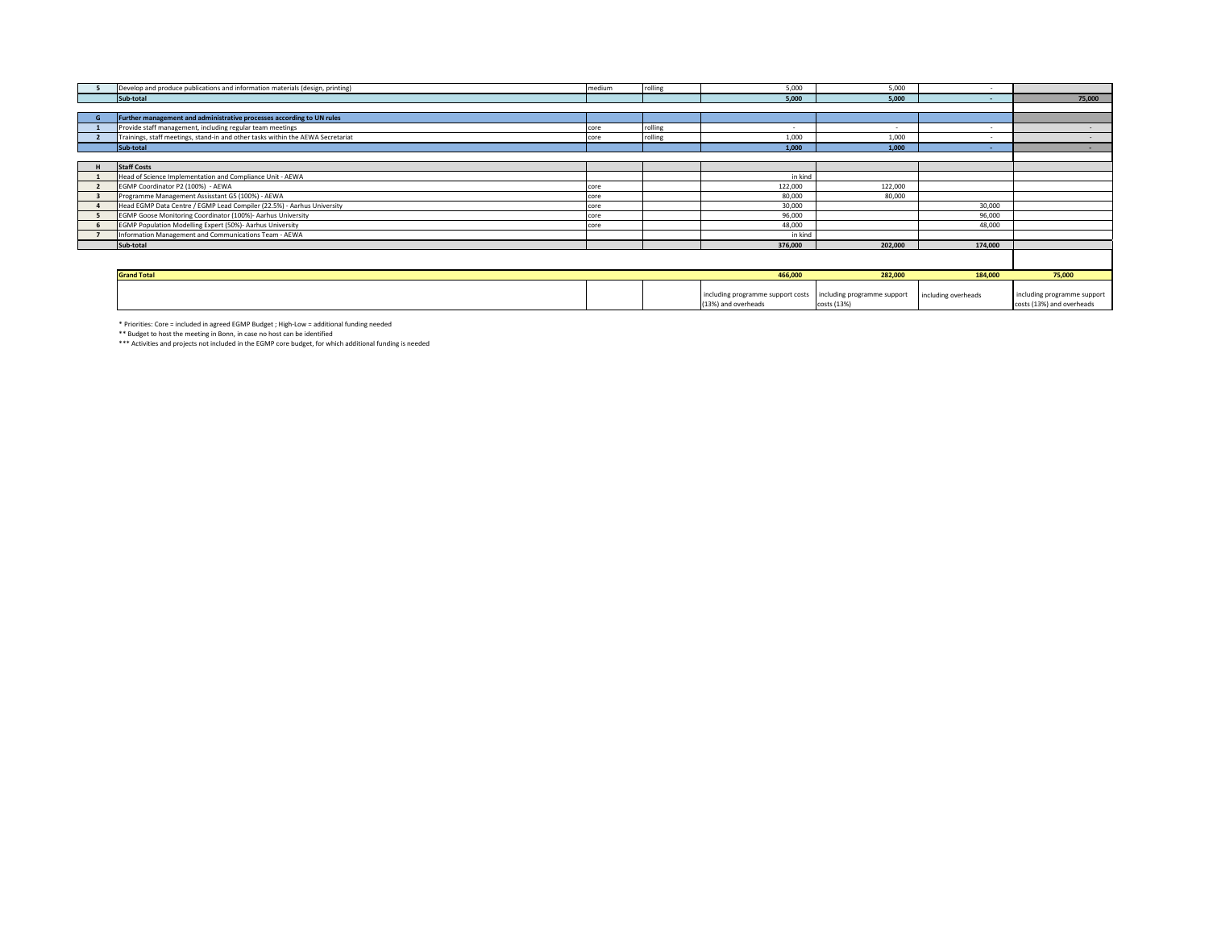| | | | | | | | |
|---|---|---|---|---|---|---|---|
| 5 | Develop and produce publications and information materials (design, printing) | medium | rolling | 5,000 | 5,000 | - | |
| | **Sub-total** | | | **5,000** | **5,000** | **-** | **75,000** |
| | | | | | | | |
| **G** | **Further management and administrative processes according to UN rules** | | | | | | |
| 1 | Provide staff management, including regular team meetings | core | rolling | - | - | - | - |
| 2 | Trainings, staff meetings, stand-in and other tasks within the AEWA Secretariat | core | rolling | 1,000 | 1,000 | - | - |
| | **Sub-total** | | | **1,000** | **1,000** | **-** | **-** |
| | | | | | | | |
| **H** | **Staff Costs** | | | | | | |
| 1 | Head of Science Implementation and Compliance Unit - AEWA | | | in kind | | | |
| 2 | EGMP Coordinator P2 (100%) - AEWA | core | | 122,000 | 122,000 | | |
| 3 | Programme Management Assisstant G5 (100%) - AEWA | core | | 80,000 | 80,000 | | |
| 4 | Head EGMP Data Centre / EGMP Lead Compiler (22.5%) - Aarhus University | core | | 30,000 | | 30,000 | |
| 5 | EGMP Goose Monitoring Coordinator (100%)- Aarhus University | core | | 96,000 | | 96,000 | |
| 6 | EGMP Population Modelling Expert (50%)- Aarhus University | core | | 48,000 | | 48,000 | |
| 7 | Information Management and Communications Team - AEWA | | | in kind | | | |
| | **Sub-total** | | | **376,000** | **202,000** | **174,000** | |
| | | | | | | | |
| | **Grand Total** | | | **466,000** | **282,000** | **184,000** | **75,000** |
| | | | | including programme support costs (13%) and overheads | including programme support costs (13%) | including overheads | including programme support costs (13%) and overheads |

* Priorities: Core = included in agreed EGMP Budget ; High-Low = additional funding needed

** Budget to host the meeting in Bonn, in case no host can be identified

*** Activities and projects not included in the EGMP core budget, for which additional funding is needed